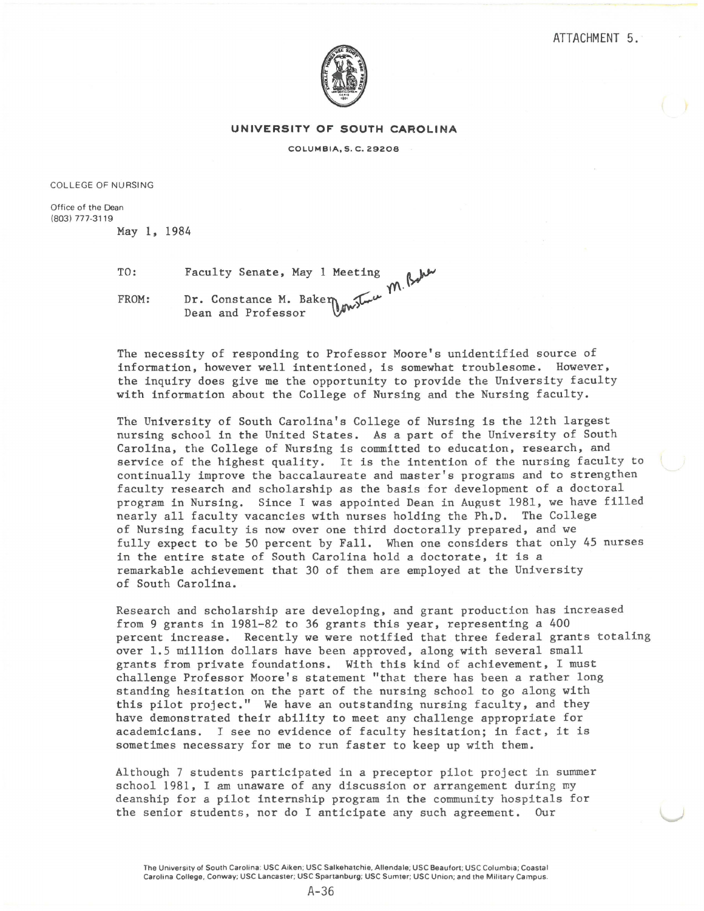ATTACHMENT 5.

**UNIVERSITY OF SOUTH CAROLINA**

COLUMBIA, S. C. 29208

COLLEGE OF NURSING

Office of the Dean
(803) 777-3119

May 1, 1984

TO: Faculty Senate, May 1 Meeting

FROM: Dr. Constance M. Baker
Dean and Professor

The necessity of responding to Professor Moore's unidentified source of information, however well intentioned, is somewhat troublesome. However, the inquiry does give me the opportunity to provide the University faculty with information about the College of Nursing and the Nursing faculty.

The University of South Carolina's College of Nursing is the 12th largest nursing school in the United States. As a part of the University of South Carolina, the College of Nursing is committed to education, research, and service of the highest quality. It is the intention of the nursing faculty to continually improve the baccalaureate and master's programs and to strengthen faculty research and scholarship as the basis for development of a doctoral program in Nursing. Since I was appointed Dean in August 1981, we have filled nearly all faculty vacancies with nurses holding the Ph.D. The College of Nursing faculty is now over one third doctorally prepared, and we fully expect to be 50 percent by Fall. When one considers that only 45 nurses in the entire state of South Carolina hold a doctorate, it is a remarkable achievement that 30 of them are employed at the University of South Carolina.

Research and scholarship are developing, and grant production has increased from 9 grants in 1981-82 to 36 grants this year, representing a 400 percent increase. Recently we were notified that three federal grants totaling over 1.5 million dollars have been approved, along with several small grants from private foundations. With this kind of achievement, I must challenge Professor Moore's statement "that there has been a rather long standing hesitation on the part of the nursing school to go along with this pilot project." We have an outstanding nursing faculty, and they have demonstrated their ability to meet any challenge appropriate for academicians. I see no evidence of faculty hesitation; in fact, it is sometimes necessary for me to run faster to keep up with them.

Although 7 students participated in a preceptor pilot project in summer school 1981, I am unaware of any discussion or arrangement during my deanship for a pilot internship program in the community hospitals for the senior students, nor do I anticipate any such agreement. Our

The University of South Carolina: USC Aiken; USC Salkehatchie, Allendale; USC Beaufort; USC Columbia; Coastal Carolina College, Conway; USC Lancaster; USC Spartanburg; USC Sumter; USC Union; and the Military Campus.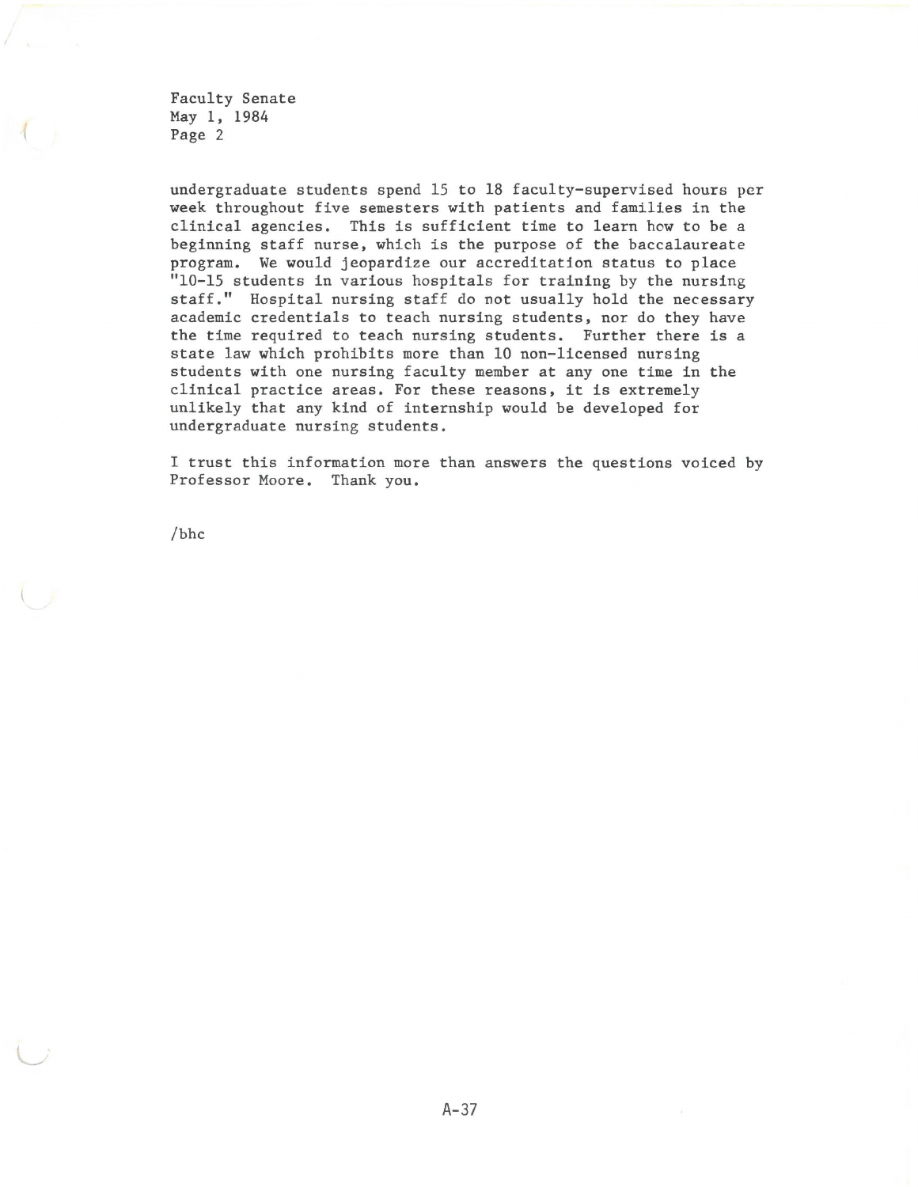undergraduate students spend 15 to 18 faculty-supervised hours per week throughout five semesters with patients and families in the clinical agencies. This is sufficient time to learn how to be a beginning staff nurse, which is the purpose of the baccalaureate program. We would jeopardize our accreditation status to place "10-15 students in various hospitals for training by the nursing staff." Hospital nursing staff do not usually hold the necessary academic credentials to teach nursing students, nor do they have the time required to teach nursing students. Further there is a state law which prohibits more than 10 non-licensed nursing students with one nursing faculty member at any one time in the clinical practice areas. For these reasons, it is extremely unlikely that any kind of internship would be developed for undergraduate nursing students.

I trust this information more than answers the questions voiced by Professor Moore. Thank you.

/bhc